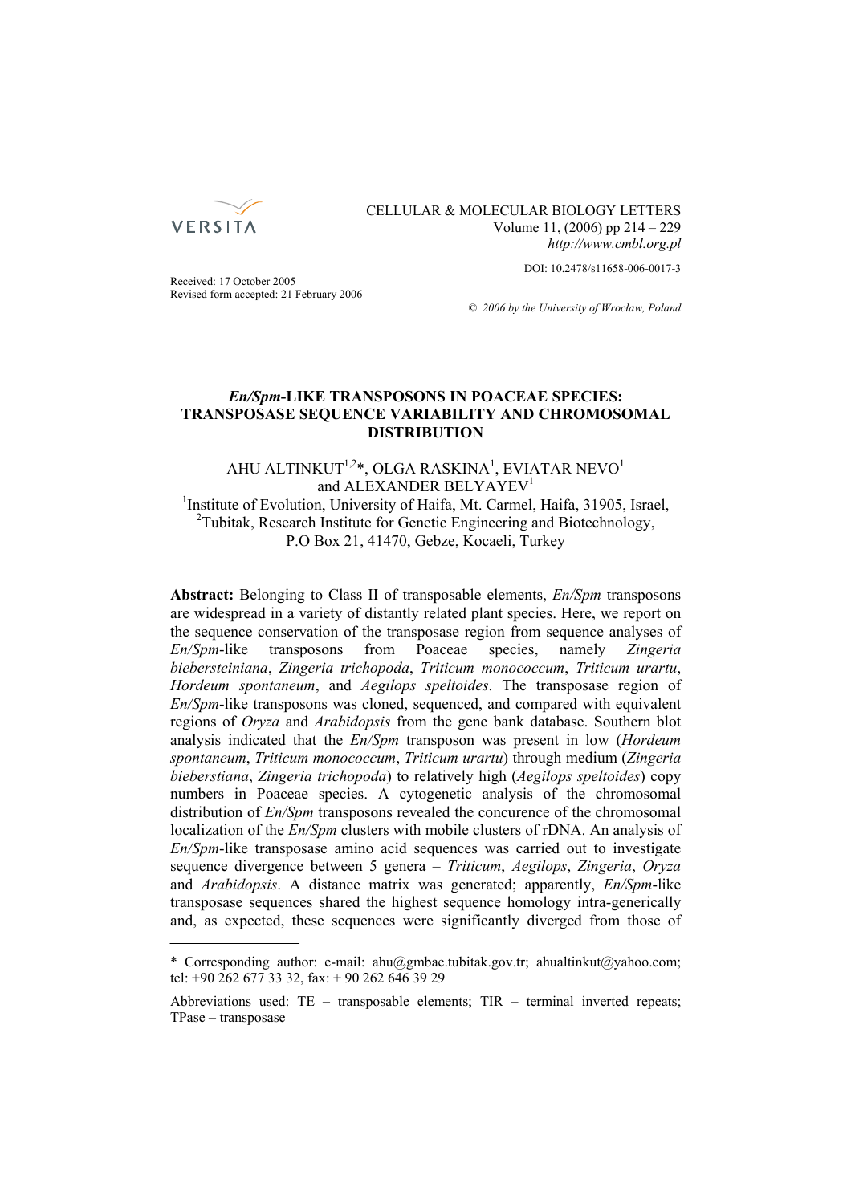Received: 17 October 2005
Revised form accepted: 21 February 2006

DOI: 10.2478/s11658-006-0017-3

© 2006 by the University of Wrocław, Poland

# *En/Spm*-LIKE TRANSPOSONS IN POACEAE SPECIES: TRANSPOSASE SEQUENCE VARIABILITY AND CHROMOSOMAL DISTRIBUTION

AHU ALTINKUT[1,2]*, OLGA RASKINA[1], EVIATAR NEVO[1] and ALEXANDER BELYAYEV[1]

[1]Institute of Evolution, University of Haifa, Mt. Carmel, Haifa, 31905, Israel,
[2]Tubitak, Research Institute for Genetic Engineering and Biotechnology, P.O Box 21, 41470, Gebze, Kocaeli, Turkey

**Abstract:** Belonging to Class II of transposable elements, *En/Spm* transposons are widespread in a variety of distantly related plant species. Here, we report on the sequence conservation of the transposase region from sequence analyses of *En/Spm*-like transposons from Poaceae species, namely *Zingeria biebersteiniana*, *Zingeria trichopoda*, *Triticum monococcum*, *Triticum urartu*, *Hordeum spontaneum*, and *Aegilops speltoides*. The transposase region of *En/Spm*-like transposons was cloned, sequenced, and compared with equivalent regions of *Oryza* and *Arabidopsis* from the gene bank database. Southern blot analysis indicated that the *En/Spm* transposon was present in low (*Hordeum spontaneum*, *Triticum monococcum*, *Triticum urartu*) through medium (*Zingeria bieberstiana*, *Zingeria trichopoda*) to relatively high (*Aegilops speltoides*) copy numbers in Poaceae species. A cytogenetic analysis of the chromosomal distribution of *En/Spm* transposons revealed the concurence of the chromosomal localization of the *En/Spm* clusters with mobile clusters of rDNA. An analysis of *En/Spm*-like transposase amino acid sequences was carried out to investigate sequence divergence between 5 genera – *Triticum*, *Aegilops*, *Zingeria*, *Oryza* and *Arabidopsis*. A distance matrix was generated; apparently, *En/Spm*-like transposase sequences shared the highest sequence homology intra-generically and, as expected, these sequences were significantly diverged from those of

* Corresponding author: e-mail: ahu@gmbae.tubitak.gov.tr; ahualtinkut@yahoo.com; tel: +90 262 677 33 32, fax: + 90 262 646 39 29

Abbreviations used: TE – transposable elements; TIR – terminal inverted repeats; TPase – transposase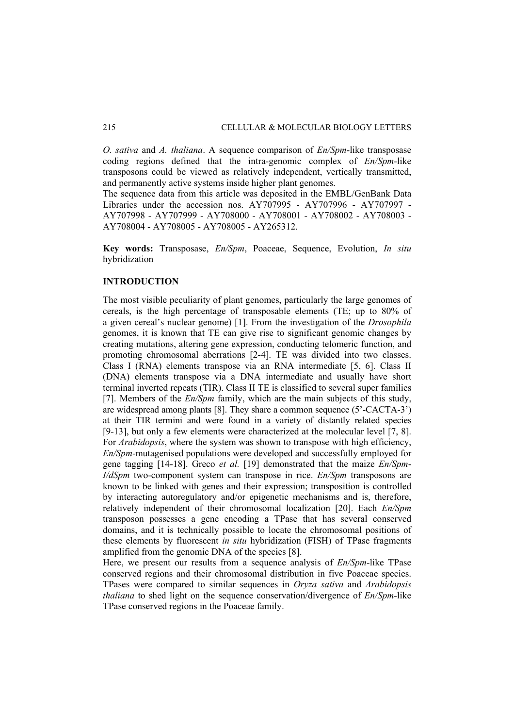*O. sativa* and *A. thaliana*. A sequence comparison of *En/Spm*-like transposase coding regions defined that the intra-genomic complex of *En/Spm*-like transposons could be viewed as relatively independent, vertically transmitted, and permanently active systems inside higher plant genomes.

The sequence data from this article was deposited in the EMBL/GenBank Data Libraries under the accession nos. AY707995 - AY707996 - AY707997 - AY707998 - AY707999 - AY708000 - AY708001 - AY708002 - AY708003 - AY708004 - AY708005 - AY708005 - AY265312.

**Key words:** Transposase, *En/Spm*, Poaceae, Sequence, Evolution, *In situ* hybridization

## INTRODUCTION

The most visible peculiarity of plant genomes, particularly the large genomes of cereals, is the high percentage of transposable elements (TE; up to 80% of a given cereal's nuclear genome) [1]. From the investigation of the *Drosophila* genomes, it is known that TE can give rise to significant genomic changes by creating mutations, altering gene expression, conducting telomeric function, and promoting chromosomal aberrations [2-4]. TE was divided into two classes. Class I (RNA) elements transpose via an RNA intermediate [5, 6]. Class II (DNA) elements transpose via a DNA intermediate and usually have short terminal inverted repeats (TIR). Class II TE is classified to several super families [7]. Members of the *En/Spm* family, which are the main subjects of this study, are widespread among plants [8]. They share a common sequence (5'-CACTA-3') at their TIR termini and were found in a variety of distantly related species [9-13], but only a few elements were characterized at the molecular level [7, 8]. For *Arabidopsis*, where the system was shown to transpose with high efficiency, *En/Spm*-mutagenised populations were developed and successfully employed for gene tagging [14-18]. Greco *et al.* [19] demonstrated that the maize *En/Spm-I/dSpm* two-component system can transpose in rice. *En/Spm* transposons are known to be linked with genes and their expression; transposition is controlled by interacting autoregulatory and/or epigenetic mechanisms and is, therefore, relatively independent of their chromosomal localization [20]. Each *En/Spm* transposon possesses a gene encoding a TPase that has several conserved domains, and it is technically possible to locate the chromosomal positions of these elements by fluorescent *in situ* hybridization (FISH) of TPase fragments amplified from the genomic DNA of the species [8].

Here, we present our results from a sequence analysis of *En/Spm*-like TPase conserved regions and their chromosomal distribution in five Poaceae species. TPases were compared to similar sequences in *Oryza sativa* and *Arabidopsis thaliana* to shed light on the sequence conservation/divergence of *En/Spm*-like TPase conserved regions in the Poaceae family.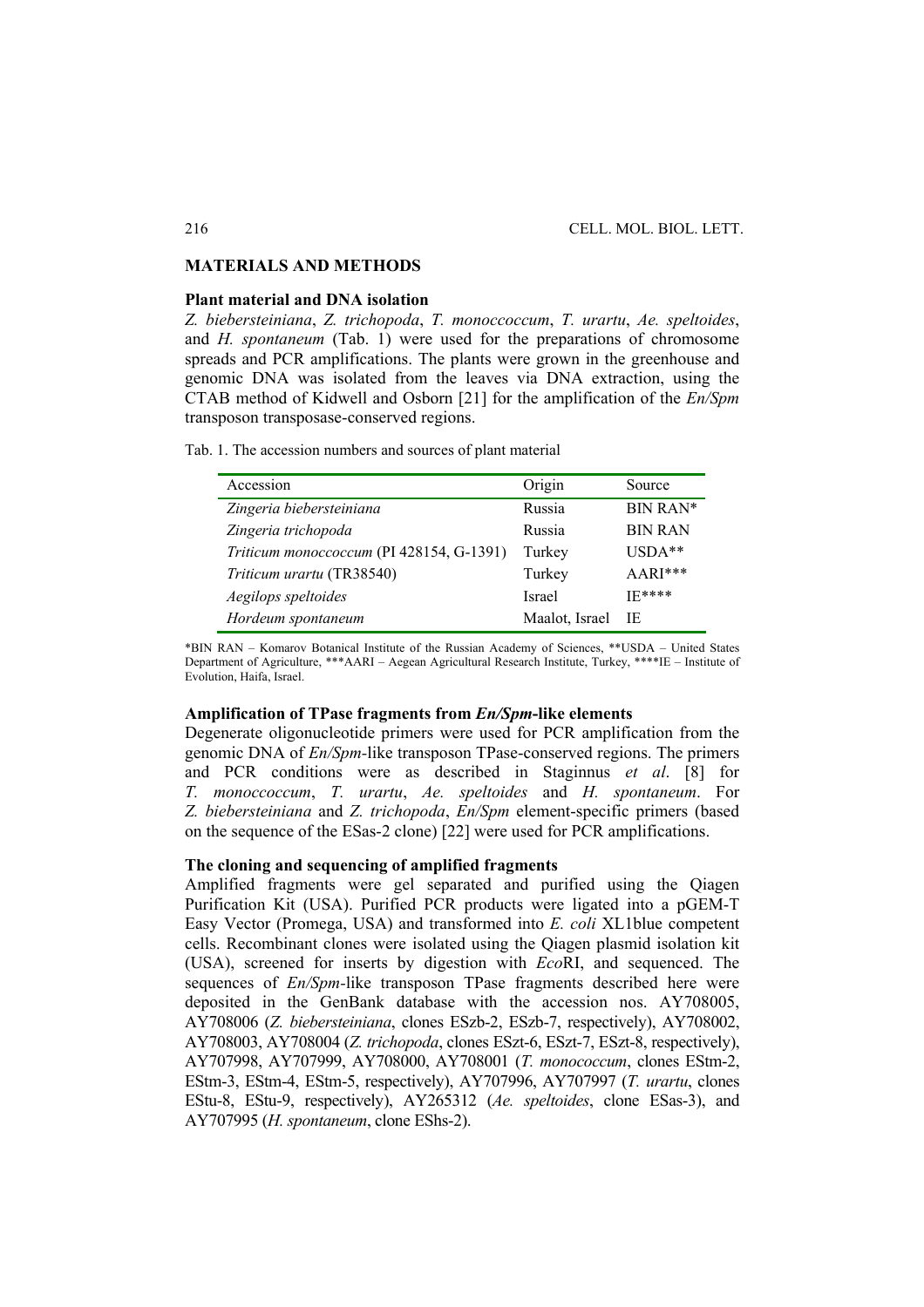## MATERIALS AND METHODS

### Plant material and DNA isolation

*Z. biebersteiniana*, *Z. trichopoda*, *T. monoccoccum*, *T. urartu*, *Ae. speltoides*, and *H. spontaneum* (Tab. 1) were used for the preparations of chromosome spreads and PCR amplifications. The plants were grown in the greenhouse and genomic DNA was isolated from the leaves via DNA extraction, using the CTAB method of Kidwell and Osborn [21] for the amplification of the *En/Spm* transposon transposase-conserved regions.

Tab. 1. The accession numbers and sources of plant material

| Accession | Origin | Source |
|---|---|---|
| *Zingeria biebersteiniana* | Russia | BIN RAN* |
| *Zingeria trichopoda* | Russia | BIN RAN |
| *Triticum monoccoccum* (PI 428154, G-1391) | Turkey | USDA** |
| *Triticum urartu* (TR38540) | Turkey | AARI*** |
| *Aegilops speltoides* | Israel | IE**** |
| *Hordeum spontaneum* | Maalot, Israel | IE |

*BIN RAN – Komarov Botanical Institute of the Russian Academy of Sciences, **USDA – United States Department of Agriculture, ***AARI – Aegean Agricultural Research Institute, Turkey, ****IE – Institute of Evolution, Haifa, Israel.

### Amplification of TPase fragments from *En/Spm*-like elements

Degenerate oligonucleotide primers were used for PCR amplification from the genomic DNA of *En/Spm*-like transposon TPase-conserved regions. The primers and PCR conditions were as described in Staginnus *et al*. [8] for *T. monoccoccum*, *T. urartu*, *Ae. speltoides* and *H. spontaneum*. For *Z. biebersteiniana* and *Z. trichopoda*, *En/Spm* element-specific primers (based on the sequence of the ESas-2 clone) [22] were used for PCR amplifications.

### The cloning and sequencing of amplified fragments

Amplified fragments were gel separated and purified using the Qiagen Purification Kit (USA). Purified PCR products were ligated into a pGEM-T Easy Vector (Promega, USA) and transformed into *E. coli* XL1blue competent cells. Recombinant clones were isolated using the Qiagen plasmid isolation kit (USA), screened for inserts by digestion with *Eco*RI, and sequenced. The sequences of *En/Spm*-like transposon TPase fragments described here were deposited in the GenBank database with the accession nos. AY708005, AY708006 (*Z. biebersteiniana*, clones ESzb-2, ESzb-7, respectively), AY708002, AY708003, AY708004 (*Z. trichopoda*, clones ESzt-6, ESzt-7, ESzt-8, respectively), AY707998, AY707999, AY708000, AY708001 (*T. monococcum*, clones EStm-2, EStm-3, EStm-4, EStm-5, respectively), AY707996, AY707997 (*T. urartu*, clones EStu-8, EStu-9, respectively), AY265312 (*Ae. speltoides*, clone ESas-3), and AY707995 (*H. spontaneum*, clone EShs-2).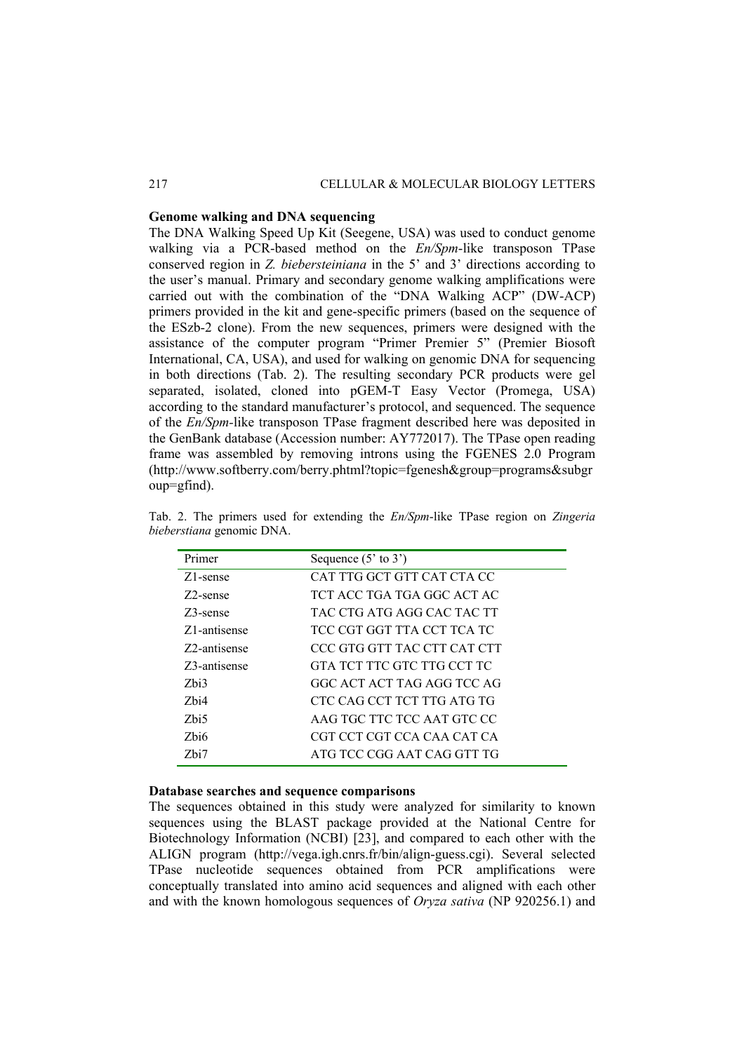**Genome walking and DNA sequencing**

The DNA Walking Speed Up Kit (Seegene, USA) was used to conduct genome walking via a PCR-based method on the *En/Spm*-like transposon TPase conserved region in *Z. biebersteiniana* in the 5' and 3' directions according to the user's manual. Primary and secondary genome walking amplifications were carried out with the combination of the "DNA Walking ACP" (DW-ACP) primers provided in the kit and gene-specific primers (based on the sequence of the ESzb-2 clone). From the new sequences, primers were designed with the assistance of the computer program "Primer Premier 5" (Premier Biosoft International, CA, USA), and used for walking on genomic DNA for sequencing in both directions (Tab. 2). The resulting secondary PCR products were gel separated, isolated, cloned into pGEM-T Easy Vector (Promega, USA) according to the standard manufacturer's protocol, and sequenced. The sequence of the *En/Spm*-like transposon TPase fragment described here was deposited in the GenBank database (Accession number: AY772017). The TPase open reading frame was assembled by removing introns using the FGENES 2.0 Program (http://www.softberry.com/berry.phtml?topic=fgenesh&group=programs&subgroup=gfind).

Tab. 2. The primers used for extending the *En/Spm*-like TPase region on *Zingeria bieberstiana* genomic DNA.

| Primer | Sequence (5' to 3') |
|---|---|
| Z1-sense | CAT TTG GCT GTT CAT CTA CC |
| Z2-sense | TCT ACC TGA TGA GGC ACT AC |
| Z3-sense | TAC CTG ATG AGG CAC TAC TT |
| Z1-antisense | TCC CGT GGT TTA CCT TCA TC |
| Z2-antisense | CCC GTG GTT TAC CTT CAT CTT |
| Z3-antisense | GTA TCT TTC GTC TTG CCT TC |
| Zbi3 | GGC ACT ACT TAG AGG TCC AG |
| Zbi4 | CTC CAG CCT TCT TTG ATG TG |
| Zbi5 | AAG TGC TTC TCC AAT GTC CC |
| Zbi6 | CGT CCT CGT CCA CAA CAT CA |
| Zbi7 | ATG TCC CGG AAT CAG GTT TG |

**Database searches and sequence comparisons**

The sequences obtained in this study were analyzed for similarity to known sequences using the BLAST package provided at the National Centre for Biotechnology Information (NCBI) [23], and compared to each other with the ALIGN program (http://vega.igh.cnrs.fr/bin/align-guess.cgi). Several selected TPase nucleotide sequences obtained from PCR amplifications were conceptually translated into amino acid sequences and aligned with each other and with the known homologous sequences of *Oryza sativa* (NP 920256.1) and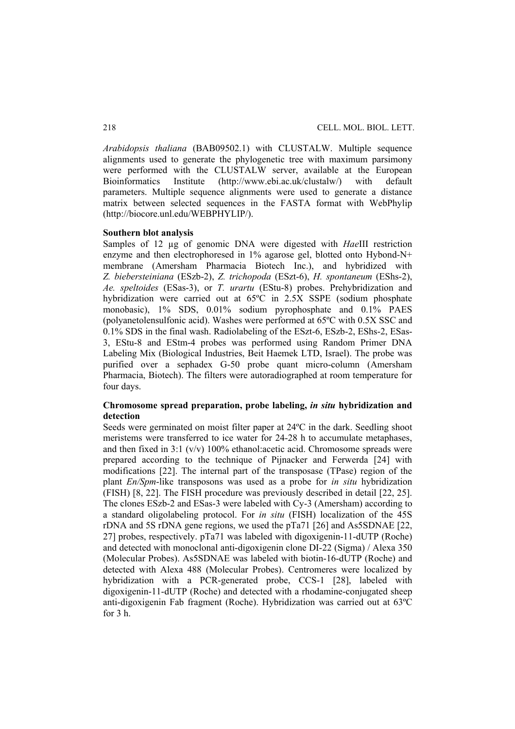*Arabidopsis thaliana* (BAB09502.1) with CLUSTALW. Multiple sequence alignments used to generate the phylogenetic tree with maximum parsimony were performed with the CLUSTALW server, available at the European Bioinformatics Institute (http://www.ebi.ac.uk/clustalw/) with default parameters. Multiple sequence alignments were used to generate a distance matrix between selected sequences in the FASTA format with WebPhylip (http://biocore.unl.edu/WEBPHYLIP/).

**Southern blot analysis**

Samples of 12 µg of genomic DNA were digested with *Hae*III restriction enzyme and then electrophoresed in 1% agarose gel, blotted onto Hybond-N+ membrane (Amersham Pharmacia Biotech Inc.), and hybridized with *Z. biebersteiniana* (ESzb-2), *Z. trichopoda* (ESzt-6), *H. spontaneum* (EShs-2), *Ae. speltoides* (ESas-3), or *T. urartu* (EStu-8) probes. Prehybridization and hybridization were carried out at 65ºC in 2.5X SSPE (sodium phosphate monobasic), 1% SDS, 0.01% sodium pyrophosphate and 0.1% PAES (polyanetolensulfonic acid). Washes were performed at 65ºC with 0.5X SSC and 0.1% SDS in the final wash. Radiolabeling of the ESzt-6, ESzb-2, EShs-2, ESas-3, EStu-8 and EStm-4 probes was performed using Random Primer DNA Labeling Mix (Biological Industries, Beit Haemek LTD, Israel). The probe was purified over a sephadex G-50 probe quant micro-column (Amersham Pharmacia, Biotech). The filters were autoradiographed at room temperature for four days.

**Chromosome spread preparation, probe labeling, *in situ* hybridization and detection**

Seeds were germinated on moist filter paper at 24ºC in the dark. Seedling shoot meristems were transferred to ice water for 24-28 h to accumulate metaphases, and then fixed in 3:1 (v/v) 100% ethanol:acetic acid. Chromosome spreads were prepared according to the technique of Pijnacker and Ferwerda [24] with modifications [22]. The internal part of the transposase (TPase) region of the plant *En/Spm*-like transposons was used as a probe for *in situ* hybridization (FISH) [8, 22]. The FISH procedure was previously described in detail [22, 25]. The clones ESzb-2 and ESas-3 were labeled with Cy-3 (Amersham) according to a standard oligolabeling protocol. For *in situ* (FISH) localization of the 45S rDNA and 5S rDNA gene regions, we used the pTa71 [26] and As5SDNAE [22, 27] probes, respectively. pTa71 was labeled with digoxigenin-11-dUTP (Roche) and detected with monoclonal anti-digoxigenin clone DI-22 (Sigma) / Alexa 350 (Molecular Probes). As5SDNAE was labeled with biotin-16-dUTP (Roche) and detected with Alexa 488 (Molecular Probes). Centromeres were localized by hybridization with a PCR-generated probe, CCS-1 [28], labeled with digoxigenin-11-dUTP (Roche) and detected with a rhodamine-conjugated sheep anti-digoxigenin Fab fragment (Roche). Hybridization was carried out at 63ºC for 3 h.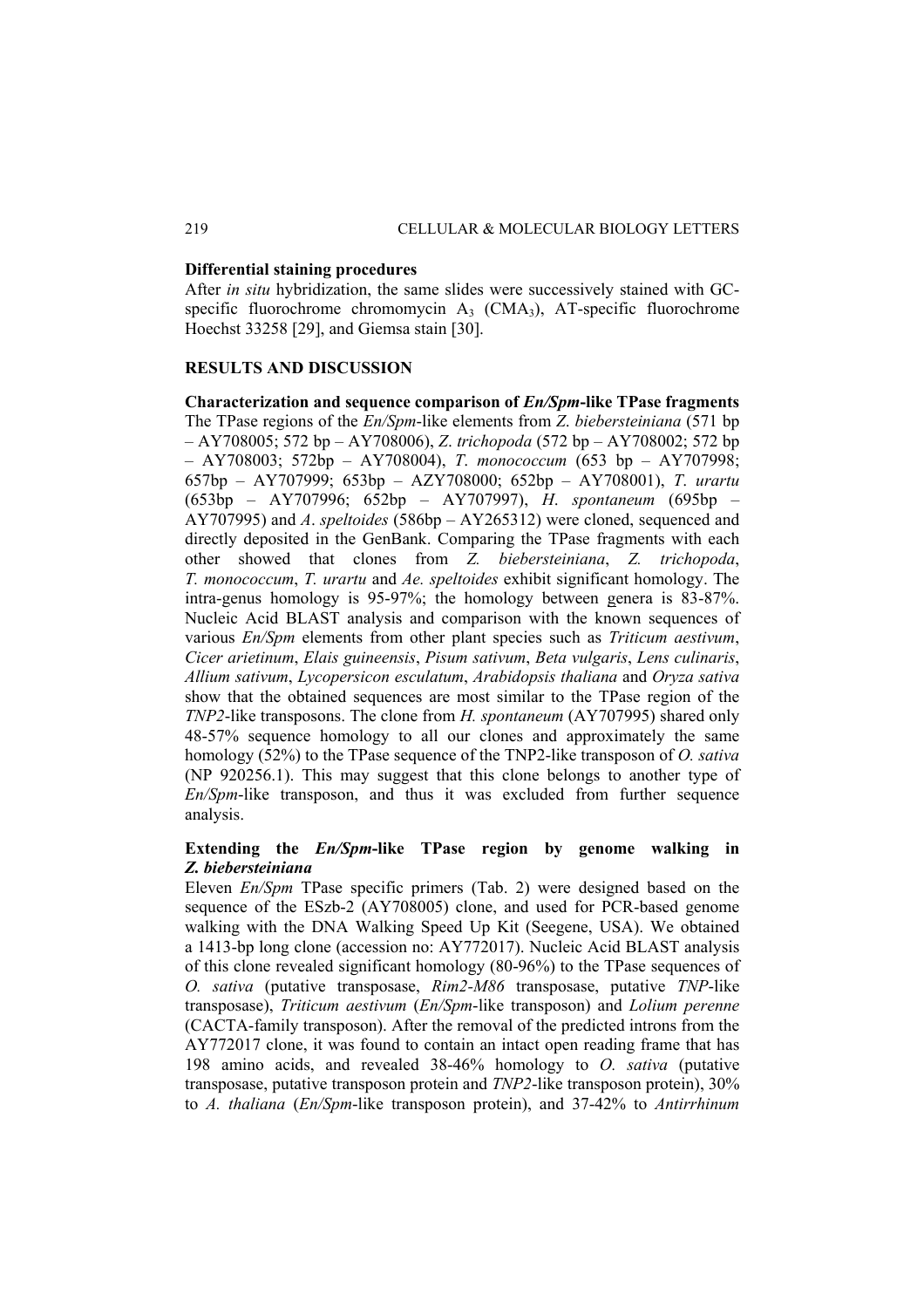**Differential staining procedures**

After *in situ* hybridization, the same slides were successively stained with GC-specific fluorochrome chromomycin $A_3$ ($CMA_3$), AT-specific fluorochrome Hoechst 33258 [29], and Giemsa stain [30].

## RESULTS AND DISCUSSION

**Characterization and sequence comparison of *En/Spm*-like TPase fragments**

The TPase regions of the *En/Spm*-like elements from *Z. biebersteiniana* (571 bp – AY708005; 572 bp – AY708006), *Z. trichopoda* (572 bp – AY708002; 572 bp – AY708003; 572bp – AY708004), *T. monococcum* (653 bp – AY707998; 657bp – AY707999; 653bp – AZY708000; 652bp – AY708001), *T. urartu* (653bp – AY707996; 652bp – AY707997), *H. spontaneum* (695bp – AY707995) and *A. speltoides* (586bp – AY265312) were cloned, sequenced and directly deposited in the GenBank. Comparing the TPase fragments with each other showed that clones from *Z. biebersteiniana*, *Z. trichopoda*, *T. monococcum*, *T. urartu* and *Ae. speltoides* exhibit significant homology. The intra-genus homology is 95-97%; the homology between genera is 83-87%. Nucleic Acid BLAST analysis and comparison with the known sequences of various *En/Spm* elements from other plant species such as *Triticum aestivum*, *Cicer arietinum*, *Elais guineensis*, *Pisum sativum*, *Beta vulgaris*, *Lens culinaris*, *Allium sativum*, *Lycopersicon esculatum*, *Arabidopsis thaliana* and *Oryza sativa* show that the obtained sequences are most similar to the TPase region of the *TNP2*-like transposons. The clone from *H. spontaneum* (AY707995) shared only 48-57% sequence homology to all our clones and approximately the same homology (52%) to the TPase sequence of the TNP2-like transposon of *O. sativa* (NP 920256.1). This may suggest that this clone belongs to another type of *En/Spm*-like transposon, and thus it was excluded from further sequence analysis.

**Extending the *En/Spm*-like TPase region by genome walking in *Z. biebersteiniana***

Eleven *En/Spm* TPase specific primers (Tab. 2) were designed based on the sequence of the ESzb-2 (AY708005) clone, and used for PCR-based genome walking with the DNA Walking Speed Up Kit (Seegene, USA). We obtained a 1413-bp long clone (accession no: AY772017). Nucleic Acid BLAST analysis of this clone revealed significant homology (80-96%) to the TPase sequences of *O. sativa* (putative transposase, *Rim2-M86* transposase, putative *TNP*-like transposase), *Triticum aestivum* (*En/Spm*-like transposon) and *Lolium perenne* (CACTA-family transposon). After the removal of the predicted introns from the AY772017 clone, it was found to contain an intact open reading frame that has 198 amino acids, and revealed 38-46% homology to *O. sativa* (putative transposase, putative transposon protein and *TNP2*-like transposon protein), 30% to *A. thaliana* (*En/Spm*-like transposon protein), and 37-42% to *Antirrhinum*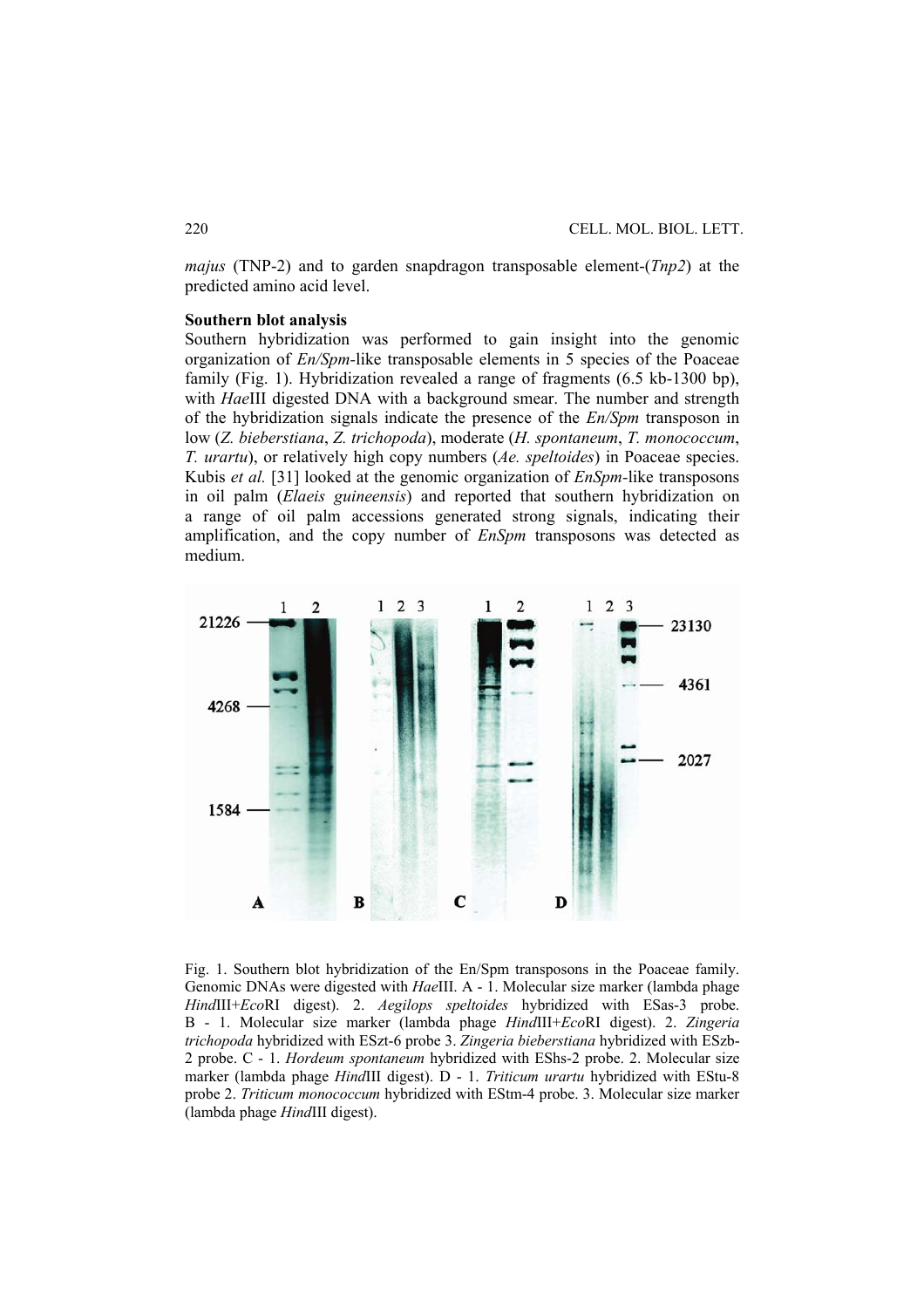*majus* (TNP-2) and to garden snapdragon transposable element-(*Tnp2*) at the predicted amino acid level.

**Southern blot analysis**

Southern hybridization was performed to gain insight into the genomic organization of *En/Spm*-like transposable elements in 5 species of the Poaceae family (Fig. 1). Hybridization revealed a range of fragments (6.5 kb-1300 bp), with *Hae*III digested DNA with a background smear. The number and strength of the hybridization signals indicate the presence of the *En/Spm* transposon in low (*Z. bieberstiana*, *Z. trichopoda*), moderate (*H. spontaneum*, *T. monococcum*, *T. urartu*), or relatively high copy numbers (*Ae. speltoides*) in Poaceae species. Kubis *et al.* [31] looked at the genomic organization of *EnSpm*-like transposons in oil palm (*Elaeis guineensis*) and reported that southern hybridization on a range of oil palm accessions generated strong signals, indicating their amplification, and the copy number of *EnSpm* transposons was detected as medium.

Fig. 1. Southern blot hybridization of the En/Spm transposons in the Poaceae family. Genomic DNAs were digested with *Hae*III. A - 1. Molecular size marker (lambda phage *Hind*III+*Eco*RI digest). 2. *Aegilops speltoides* hybridized with ESas-3 probe. B - 1. Molecular size marker (lambda phage *Hind*III+*Eco*RI digest). 2. *Zingeria trichopoda* hybridized with ESzt-6 probe 3. *Zingeria bieberstiana* hybridized with ESzb-2 probe. C - 1. *Hordeum spontaneum* hybridized with EShs-2 probe. 2. Molecular size marker (lambda phage *Hind*III digest). D - 1. *Triticum urartu* hybridized with EStu-8 probe 2. *Triticum monococcum* hybridized with EStm-4 probe. 3. Molecular size marker (lambda phage *Hind*III digest).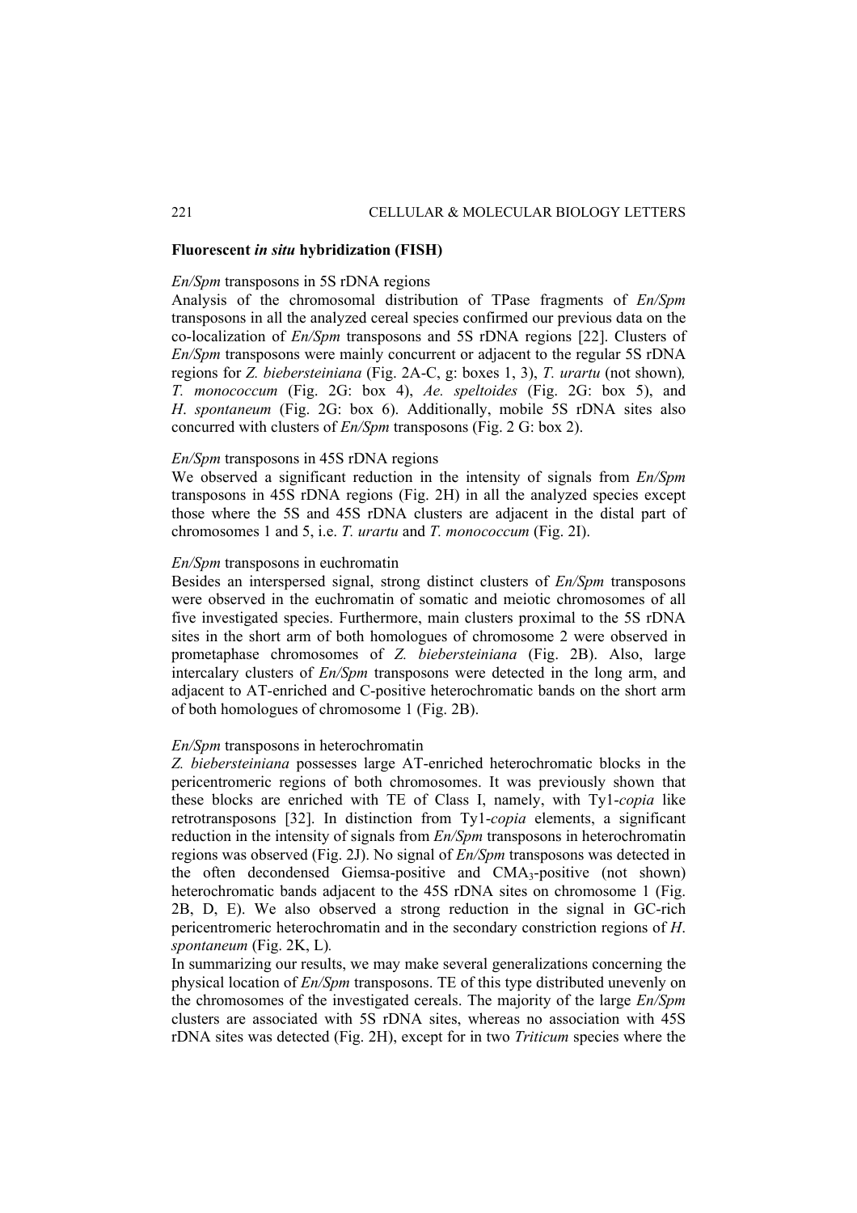### **Fluorescent *in situ* hybridization (FISH)**

*En/Spm* transposons in 5S rDNA regions

Analysis of the chromosomal distribution of TPase fragments of *En/Spm* transposons in all the analyzed cereal species confirmed our previous data on the co-localization of *En/Spm* transposons and 5S rDNA regions [22]. Clusters of *En/Spm* transposons were mainly concurrent or adjacent to the regular 5S rDNA regions for *Z. biebersteiniana* (Fig. 2A-C, g: boxes 1, 3), *T. urartu* (not shown), *T. monococcum* (Fig. 2G: box 4), *Ae. speltoides* (Fig. 2G: box 5), and *H. spontaneum* (Fig. 2G: box 6). Additionally, mobile 5S rDNA sites also concurred with clusters of *En/Spm* transposons (Fig. 2 G: box 2).

*En/Spm* transposons in 45S rDNA regions

We observed a significant reduction in the intensity of signals from *En/Spm* transposons in 45S rDNA regions (Fig. 2H) in all the analyzed species except those where the 5S and 45S rDNA clusters are adjacent in the distal part of chromosomes 1 and 5, i.e. *T. urartu* and *T. monococcum* (Fig. 2I).

*En/Spm* transposons in euchromatin

Besides an interspersed signal, strong distinct clusters of *En/Spm* transposons were observed in the euchromatin of somatic and meiotic chromosomes of all five investigated species. Furthermore, main clusters proximal to the 5S rDNA sites in the short arm of both homologues of chromosome 2 were observed in prometaphase chromosomes of *Z. biebersteiniana* (Fig. 2B). Also, large intercalary clusters of *En/Spm* transposons were detected in the long arm, and adjacent to AT-enriched and C-positive heterochromatic bands on the short arm of both homologues of chromosome 1 (Fig. 2B).

*En/Spm* transposons in heterochromatin

*Z. biebersteiniana* possesses large AT-enriched heterochromatic blocks in the pericentromeric regions of both chromosomes. It was previously shown that these blocks are enriched with TE of Class I, namely, with Ty1-*copia* like retrotransposons [32]. In distinction from Ty1-*copia* elements, a significant reduction in the intensity of signals from *En/Spm* transposons in heterochromatin regions was observed (Fig. 2J). No signal of *En/Spm* transposons was detected in the often decondensed Giemsa-positive and $CMA_3$-positive (not shown) heterochromatic bands adjacent to the 45S rDNA sites on chromosome 1 (Fig. 2B, D, E). We also observed a strong reduction in the signal in GC-rich pericentromeric heterochromatin and in the secondary constriction regions of *H. spontaneum* (Fig. 2K, L).

In summarizing our results, we may make several generalizations concerning the physical location of *En/Spm* transposons. TE of this type distributed unevenly on the chromosomes of the investigated cereals. The majority of the large *En/Spm* clusters are associated with 5S rDNA sites, whereas no association with 45S rDNA sites was detected (Fig. 2H), except for in two *Triticum* species where the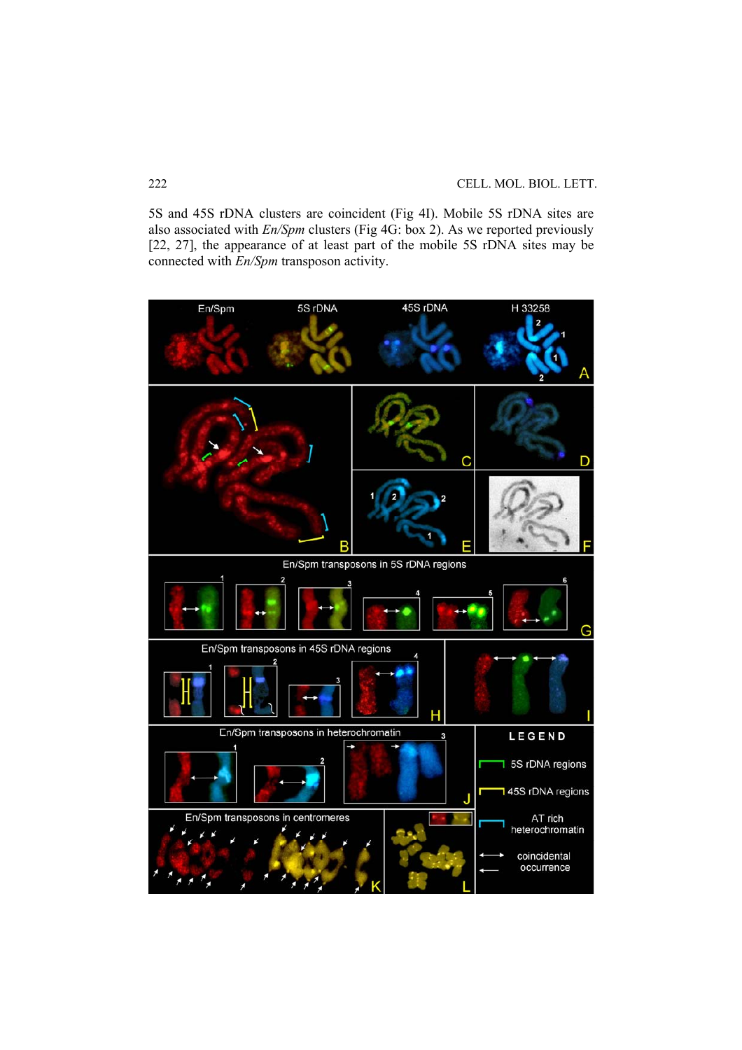5S and 45S rDNA clusters are coincident (Fig 4I). Mobile 5S rDNA sites are also associated with *En/Spm* clusters (Fig 4G: box 2). As we reported previously [22, 27], the appearance of at least part of the mobile 5S rDNA sites may be connected with *En/Spm* transposon activity.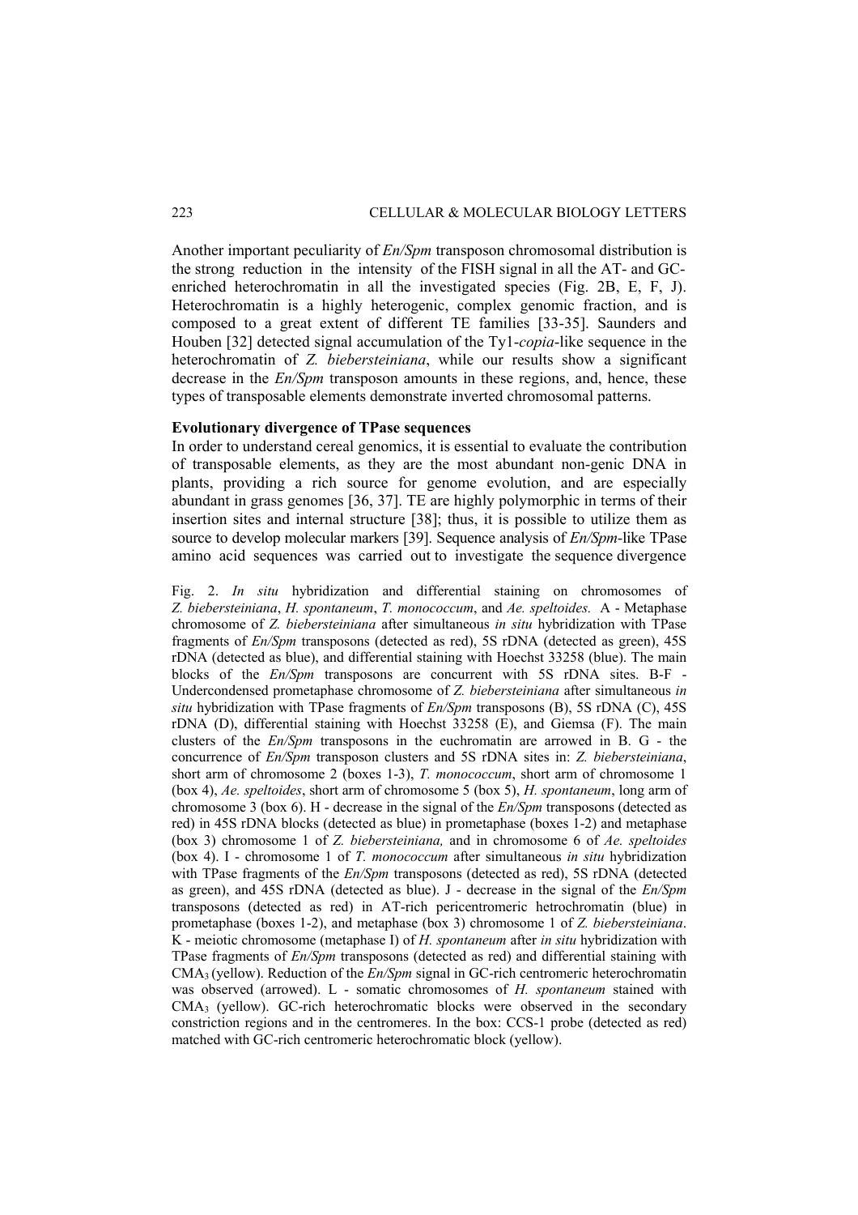Another important peculiarity of *En/Spm* transposon chromosomal distribution is the strong reduction in the intensity of the FISH signal in all the AT- and GC-enriched heterochromatin in all the investigated species (Fig. 2B, E, F, J). Heterochromatin is a highly heterogenic, complex genomic fraction, and is composed to a great extent of different TE families [33-35]. Saunders and Houben [32] detected signal accumulation of the Ty1-*copia*-like sequence in the heterochromatin of *Z. biebersteiniana*, while our results show a significant decrease in the *En/Spm* transposon amounts in these regions, and, hence, these types of transposable elements demonstrate inverted chromosomal patterns.

**Evolutionary divergence of TPase sequences**

In order to understand cereal genomics, it is essential to evaluate the contribution of transposable elements, as they are the most abundant non-genic DNA in plants, providing a rich source for genome evolution, and are especially abundant in grass genomes [36, 37]. TE are highly polymorphic in terms of their insertion sites and internal structure [38]; thus, it is possible to utilize them as source to develop molecular markers [39]. Sequence analysis of *En/Spm*-like TPase amino acid sequences was carried out to investigate the sequence divergence

Fig. 2. *In situ* hybridization and differential staining on chromosomes of *Z. biebersteiniana*, *H. spontaneum*, *T. monococcum*, and *Ae. speltoides.* A - Metaphase chromosome of *Z. biebersteiniana* after simultaneous *in situ* hybridization with TPase fragments of *En/Spm* transposons (detected as red), 5S rDNA (detected as green), 45S rDNA (detected as blue), and differential staining with Hoechst 33258 (blue). The main blocks of the *En/Spm* transposons are concurrent with 5S rDNA sites. B-F - Undercondensed prometaphase chromosome of *Z. biebersteiniana* after simultaneous *in situ* hybridization with TPase fragments of *En/Spm* transposons (B), 5S rDNA (C), 45S rDNA (D), differential staining with Hoechst 33258 (E), and Giemsa (F). The main clusters of the *En/Spm* transposons in the euchromatin are arrowed in B. G - the concurrence of *En/Spm* transposon clusters and 5S rDNA sites in: *Z. biebersteiniana*, short arm of chromosome 2 (boxes 1-3), *T. monococcum*, short arm of chromosome 1 (box 4), *Ae. speltoides*, short arm of chromosome 5 (box 5), *H. spontaneum*, long arm of chromosome 3 (box 6). H - decrease in the signal of the *En/Spm* transposons (detected as red) in 45S rDNA blocks (detected as blue) in prometaphase (boxes 1-2) and metaphase (box 3) chromosome 1 of *Z. biebersteiniana,* and in chromosome 6 of *Ae. speltoides* (box 4). I - chromosome 1 of *T. monococcum* after simultaneous *in situ* hybridization with TPase fragments of the *En/Spm* transposons (detected as red), 5S rDNA (detected as green), and 45S rDNA (detected as blue). J - decrease in the signal of the *En/Spm* transposons (detected as red) in AT-rich pericentromeric hetrochromatin (blue) in prometaphase (boxes 1-2), and metaphase (box 3) chromosome 1 of *Z. biebersteiniana*. K - meiotic chromosome (metaphase I) of *H. spontaneum* after *in situ* hybridization with TPase fragments of *En/Spm* transposons (detected as red) and differential staining with $CMA_3$ (yellow). Reduction of the *En/Spm* signal in GC-rich centromeric heterochromatin was observed (arrowed). L - somatic chromosomes of *H. spontaneum* stained with $CMA_3$ (yellow). GC-rich heterochromatic blocks were observed in the secondary constriction regions and in the centromeres. In the box: CCS-1 probe (detected as red) matched with GC-rich centromeric heterochromatic block (yellow).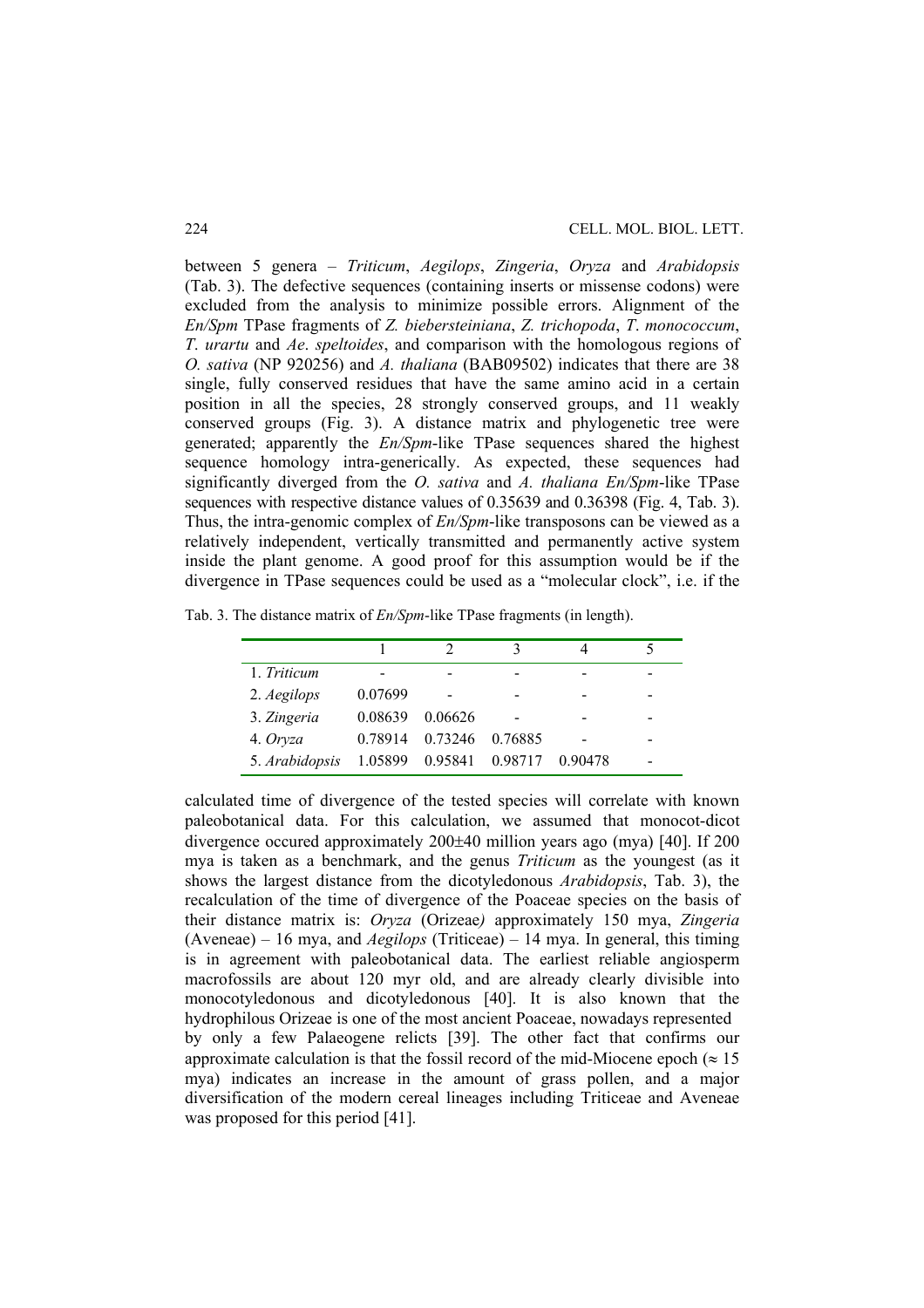between 5 genera – *Triticum*, *Aegilops*, *Zingeria*, *Oryza* and *Arabidopsis* (Tab. 3). The defective sequences (containing inserts or missense codons) were excluded from the analysis to minimize possible errors. Alignment of the *En/Spm* TPase fragments of *Z. biebersteiniana*, *Z. trichopoda*, *T. monococcum*, *T. urartu* and *Ae. speltoides*, and comparison with the homologous regions of *O. sativa* (NP 920256) and *A. thaliana* (BAB09502) indicates that there are 38 single, fully conserved residues that have the same amino acid in a certain position in all the species, 28 strongly conserved groups, and 11 weakly conserved groups (Fig. 3). A distance matrix and phylogenetic tree were generated; apparently the *En/Spm*-like TPase sequences shared the highest sequence homology intra-generically. As expected, these sequences had significantly diverged from the *O. sativa* and *A. thaliana En/Spm*-like TPase sequences with respective distance values of 0.35639 and 0.36398 (Fig. 4, Tab. 3). Thus, the intra-genomic complex of *En/Spm*-like transposons can be viewed as a relatively independent, vertically transmitted and permanently active system inside the plant genome. A good proof for this assumption would be if the divergence in TPase sequences could be used as a "molecular clock", i.e. if the calculated time of divergence of the tested species will correlate with known paleobotanical data. For this calculation, we assumed that monocot-dicot divergence occured approximately 200±40 million years ago (mya) [40]. If 200 mya is taken as a benchmark, and the genus *Triticum* as the youngest (as it shows the largest distance from the dicotyledonous *Arabidopsis*, Tab. 3), the recalculation of the time of divergence of the Poaceae species on the basis of their distance matrix is: *Oryza* (Orizeae*)* approximately 150 mya, *Zingeria* (Aveneae) – 16 mya, and *Aegilops* (Triticeae) – 14 mya. In general, this timing is in agreement with paleobotanical data. The earliest reliable angiosperm macrofossils are about 120 myr old, and are already clearly divisible into monocotyledonous and dicotyledonous [40]. It is also known that the hydrophilous Orizeae is one of the most ancient Poaceae, nowadays represented by only a few Palaeogene relicts [39]. The other fact that confirms our approximate calculation is that the fossil record of the mid-Miocene epoch (≈ 15 mya) indicates an increase in the amount of grass pollen, and a major diversification of the modern cereal lineages including Triticeae and Aveneae was proposed for this period [41].

Tab. 3. The distance matrix of *En/Spm*-like TPase fragments (in length).

| | 1 | 2 | 3 | 4 | 5 |
|---|---|---|---|---|---|
| 1. *Triticum* | - | - | - | - | - |
| 2. *Aegilops* | 0.07699 | - | - | - | - |
| 3. *Zingeria* | 0.08639 | 0.06626 | - | - | - |
| 4. *Oryza* | 0.78914 | 0.73246 | 0.76885 | - | - |
| 5. *Arabidopsis* | 1.05899 | 0.95841 | 0.98717 | 0.90478 | - |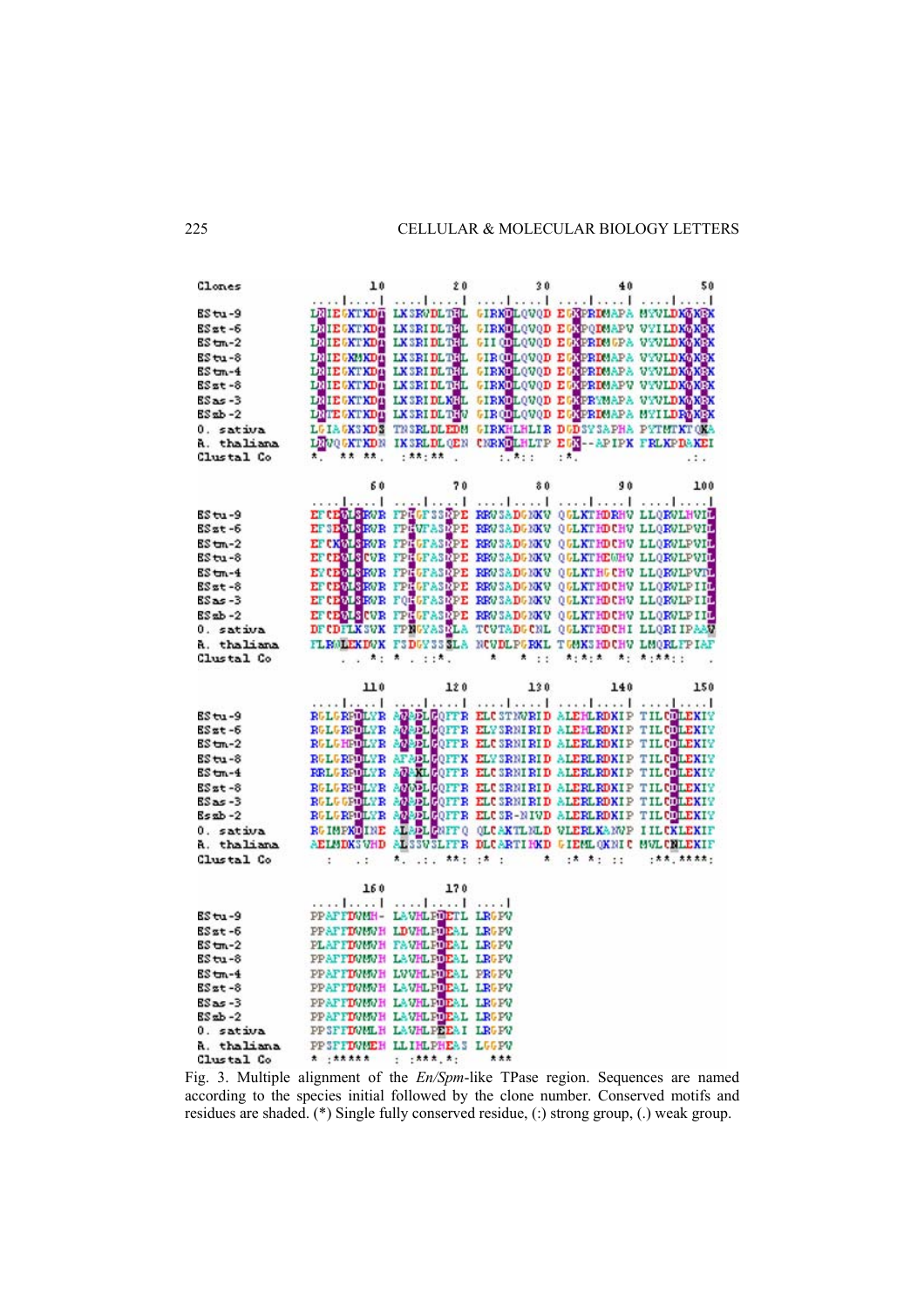```
Clones          10         20         30         40         50
           ....|....| ....|....| ....|....| ....|....| ....|....|
BStu-9     LNIEGKTKDT LKSRVDLTHL GIRKDLQVQD EGXPRDMAPA MYVLDKGKEK
BSst-6     LNIEGKTKDT LKSRIDLTHL GIRKDLQVQD EGXPQDMAPV VYILDKGKEK
BStm-2     LNIEGKTKDT LKSRIDLTHL GIIGDLQVQD EGXPRDMGPA VYVLDKGKEK
BStu-8     LNIEGKMKDT LKSRIDLTHL GIRGDLQVQD EGXPRDMAPA VYVLDKGKEK
BStm-4     LNIEGKTKDT LKSRIDLTHL GIRKDLQVQD EGXPRDMAPA VYVLDKGKEK
BSst-8     LNIEGKTKDT LKSRIDLTHL GIRKDLQVQD EGXPRDMAPV VYVLDKGKEK
BSas-3     LNIEGKTKDT LKSRIDLKHL GIRKDLQVQD EGXPRYMAPA VYVLDKGKEK
BSsb-2     LNTEGKTKDT LKSRIDLTHV GIRGDLQVQD EGXPRDMAPA MYILDRGKEK
O. sativa  LGIAGKSKDS TNSRLDLEDM GIRKHLHLIR DGDSYSAPHA PYTMTKTGKA
A. thaliana LNVQGKTKDN IKSRLDLQEN CNRKDLHLTP EGX--APIPK FRLKPDAKEI
Clustal Co *.  ** **.  :**:**  .            :.*::     :*.              .:.

                60         70         80         90        100
           ....|....| ....|....| ....|....| ....|....| ....|....|
BStu-9     EFCDVLSRVR FPHGFSSNPE RRVSADGNKV QGLKTHDRHV LLQRVLHVIL
BSst-6     EFSDVLSRVR FPHVFASNPE RRVSADGNKV QGLKTHDCHV LLQRVLPVIL
BStm-2     EFCKVLSRVR FPHGFASNPE RRVSADGNKV QGLKTHDCHV LLQRVLPVIL
BStu-8     EFCDVLSCVR FPHGFASNPE RRVSADGNKV QGLKTHEWHV LLQRVLPVIL
BStm-4     EYCDVLSRVR FPHGFASNPE RRVSADGNKV QGLKTHGCHV LLQRVLPVTL
BSst-8     EFCDVLSRVR FPHGFASNPE RRVSADGNKV QGLKTHDCHV LLQRVLPIIL
BSas-3     EFCDVLSRVR FQHGFASNPE RRVSADGNKV QGLKTHDCHV LLQRVLPIIL
BSsb-2     EFCDVLSCVR FPHGFASNPE RRVSADGNKV QGLKTHDCHV LLQRVLPIIL
O. sativa  DFCDFLKSVK FPNGYASNLA TCVTADGCNL QGLKTHDCHI LLQRIIPAAV
A. thaliana FLRGLEKDVK FSDGYSSSLA NCVDLPGRKL TGMKSHDCHV LMQRLFPIAF
Clustal Co  .  . *: * . ::*.    *     * ::   *:*:*   *: *:**::   .

               110        120        130        140        150
           ....|....| ....|....| ....|....| ....|....| ....|....|
BStu-9     RGLGRPDLYR AVADLGQFFR ELCSTNVRID ALEHLRDKIP TILCDLEKIY
BSst-6     RGLGRPDLYR AVADLGQIFR ELYSRNIRID ALEHLRDKIP TILCDLEKIY
BStm-2     RGLGHPDLYR AVADLGQIFR ELCSRNIRID ALERLRDKIP TILCDLEKIY
BStu-8     RGLGRPDLYR AFADLGQIFK ELYSRNIRID ALERLRDKIP TILCDLEKIY
BStm-4     RRLGRPDLYR AVAKLGQIFR ELCSRNIRID ALERLRDKIP TILCDLEKIY
BSst-8     RGLGRPDLYR AVADLGQIFR ELCSRNIRID ALERLRDKIP TILCDLEKIY
BSas-3     RGLGGPDLYR AVADLGQIFR ELCSRNIRID ALERLRDKIP TILCDLEKIY
Bssb-2     RGLGRPDLYR AVADLGQIFR ELCSR-NIVD ALERLRDKIP TILCDLEKIY
O. sativa  RGIMPKDINE ALADLGNFFQ QLCAKTLNLD VLERLKANVP IILCKLEKIF
A. thaliana AEIMDKSVHD ALSSVSLFFR DLCARTIMKD GIEMLQKNIC MVLCNLEKIF
Clustal Co  :     .:   *.  .:.  **:  :* :        *   :* *: ::    :**.****:

               160        170
           ....|....| ....|....| ....|
BStu-9     PPAFFDVMH- LAVHLPDETL LRGPV
BSst-6     PPAFFDVMVH LDVHLPDEAL LRGPV
BStm-2     PLAFFDVMVH FAVHLPDEAL LRGPV
BStu-8     PPAFFDVMVH LAVHLPDEAL LRGPV
BStm-4     PPAFFDVMVH LVVHLPDEAL PRGPV
BSst-8     PPAFFDVMVH LAVHLPDEAL LRGPV
BSas-3     PPAFFDVMVH LAVHLPDEAL LRGPV
BSsb-2     PPAFFDVMVH LAVHLPDEAL LRGPV
O. sativa  PPSFFDVMLH LAVHLPEEAI LRGPV
A. thaliana PPSFFDVMEH LLIHLPHEAS LGGPV
Clustal Co  * :*****    :  :***.*:     ***
```

Fig. 3. Multiple alignment of the *En/Spm*-like TPase region. Sequences are named according to the species initial followed by the clone number. Conserved motifs and residues are shaded. (*) Single fully conserved residue, (:) strong group, (.) weak group.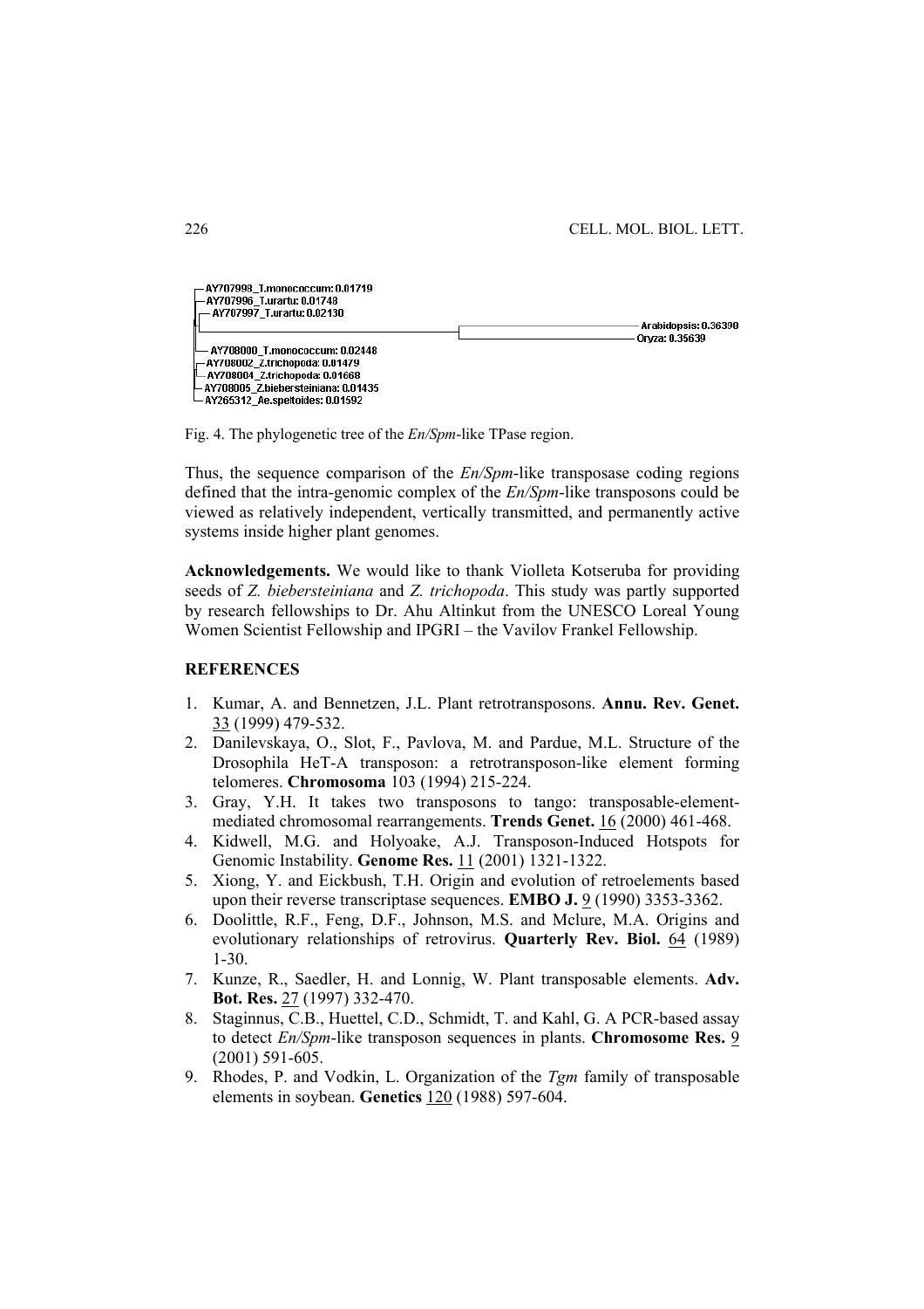AY707998_T.monococcum: 0.01719
AY707996_T.urartu: 0.01748
AY707997_T.urartu: 0.02130
AY708000_T.monococcum: 0.02448
AY708002_Z.trichopoda: 0.01479
AY708004_Z.trichopoda: 0.01668
AY708005_Z.biebersteiniana: 0.01435
AY265312_Ae.speltoides: 0.01592
Arabidopsis: 0.36390
Oryza: 0.35639

Fig. 4. The phylogenetic tree of the *En/Spm*-like TPase region.

Thus, the sequence comparison of the *En/Spm*-like transposase coding regions defined that the intra-genomic complex of the *En/Spm*-like transposons could be viewed as relatively independent, vertically transmitted, and permanently active systems inside higher plant genomes.

**Acknowledgements.** We would like to thank Violleta Kotseruba for providing seeds of *Z. biebersteiniana* and *Z. trichopoda*. This study was partly supported by research fellowships to Dr. Ahu Altinkut from the UNESCO Loreal Young Women Scientist Fellowship and IPGRI – the Vavilov Frankel Fellowship.

## REFERENCES

1. Kumar, A. and Bennetzen, J.L. Plant retrotransposons. **Annu. Rev. Genet.** 33 (1999) 479-532.
2. Danilevskaya, O., Slot, F., Pavlova, M. and Pardue, M.L. Structure of the Drosophila HeT-A transposon: a retrotransposon-like element forming telomeres. **Chromosoma** 103 (1994) 215-224.
3. Gray, Y.H. It takes two transposons to tango: transposable-element-mediated chromosomal rearrangements. **Trends Genet.** 16 (2000) 461-468.
4. Kidwell, M.G. and Holyoake, A.J. Transposon-Induced Hotspots for Genomic Instability. **Genome Res.** 11 (2001) 1321-1322.
5. Xiong, Y. and Eickbush, T.H. Origin and evolution of retroelements based upon their reverse transcriptase sequences. **EMBO J.** 9 (1990) 3353-3362.
6. Doolittle, R.F., Feng, D.F., Johnson, M.S. and Mclure, M.A. Origins and evolutionary relationships of retrovirus. **Quarterly Rev. Biol.** 64 (1989) 1-30.
7. Kunze, R., Saedler, H. and Lonnig, W. Plant transposable elements. **Adv. Bot. Res.** 27 (1997) 332-470.
8. Staginnus, C.B., Huettel, C.D., Schmidt, T. and Kahl, G. A PCR-based assay to detect *En/Spm*-like transposon sequences in plants. **Chromosome Res.** 9 (2001) 591-605.
9. Rhodes, P. and Vodkin, L. Organization of the *Tgm* family of transposable elements in soybean. **Genetics** 120 (1988) 597-604.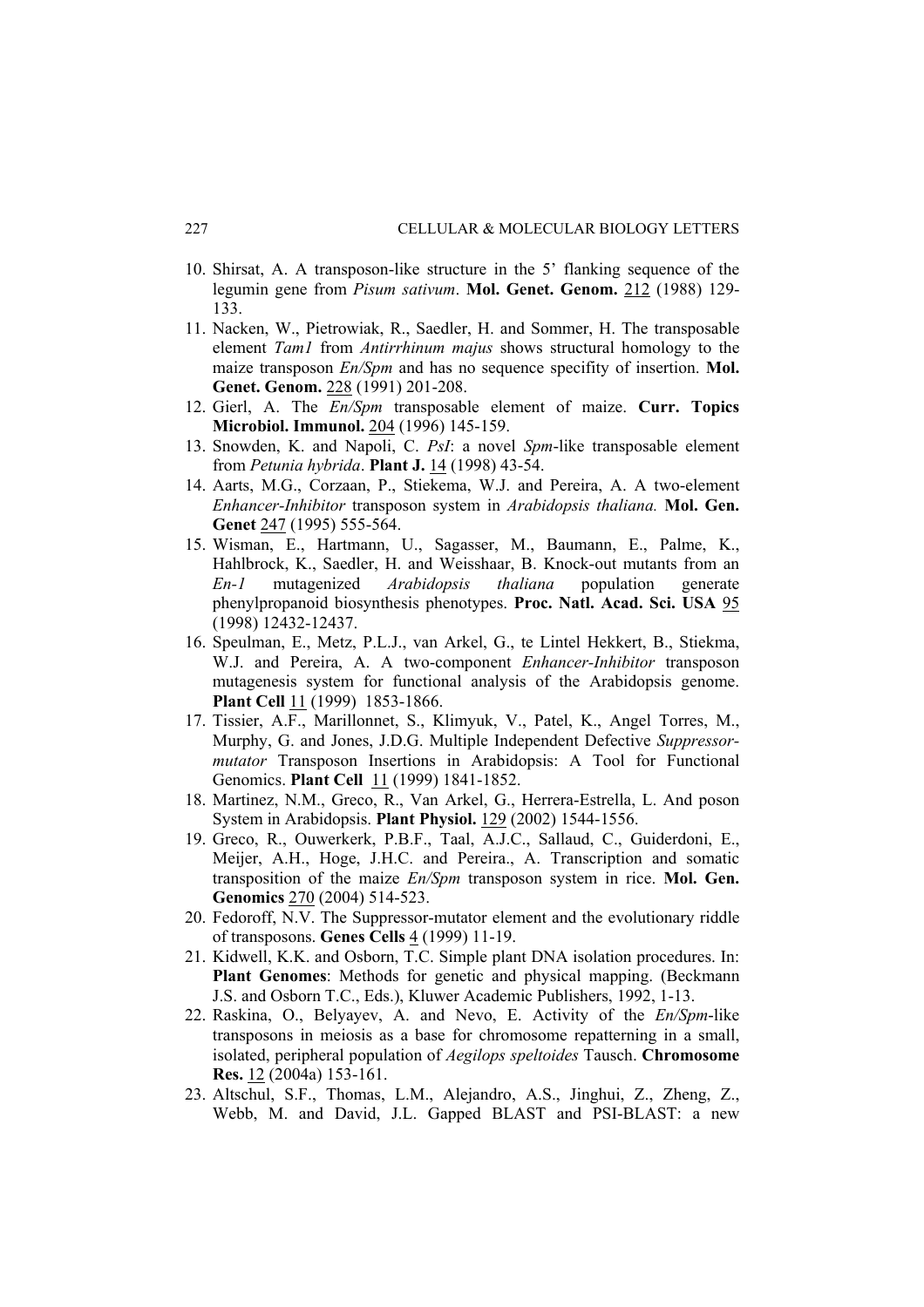10. Shirsat, A. A transposon-like structure in the 5' flanking sequence of the legumin gene from *Pisum sativum*. **Mol. Genet. Genom.** 212 (1988) 129-133.
11. Nacken, W., Pietrowiak, R., Saedler, H. and Sommer, H. The transposable element *Tam1* from *Antirrhinum majus* shows structural homology to the maize transposon *En/Spm* and has no sequence specifity of insertion. **Mol. Genet. Genom.** 228 (1991) 201-208.
12. Gierl, A. The *En/Spm* transposable element of maize. **Curr. Topics Microbiol. Immunol.** 204 (1996) 145-159.
13. Snowden, K. and Napoli, C. *PsI*: a novel *Spm*-like transposable element from *Petunia hybrida*. **Plant J.** 14 (1998) 43-54.
14. Aarts, M.G., Corzaan, P., Stiekema, W.J. and Pereira, A. A two-element *Enhancer-Inhibitor* transposon system in *Arabidopsis thaliana.* **Mol. Gen. Genet** 247 (1995) 555-564.
15. Wisman, E., Hartmann, U., Sagasser, M., Baumann, E., Palme, K., Hahlbrock, K., Saedler, H. and Weisshaar, B. Knock-out mutants from an *En-1* mutagenized *Arabidopsis thaliana* population generate phenylpropanoid biosynthesis phenotypes. **Proc. Natl. Acad. Sci. USA** 95 (1998) 12432-12437.
16. Speulman, E., Metz, P.L.J., van Arkel, G., te Lintel Hekkert, B., Stiekma, W.J. and Pereira, A. A two-component *Enhancer-Inhibitor* transposon mutagenesis system for functional analysis of the Arabidopsis genome. **Plant Cell** 11 (1999) 1853-1866.
17. Tissier, A.F., Marillonnet, S., Klimyuk, V., Patel, K., Angel Torres, M., Murphy, G. and Jones, J.D.G. Multiple Independent Defective *Suppressor-mutator* Transposon Insertions in Arabidopsis: A Tool for Functional Genomics. **Plant Cell** 11 (1999) 1841-1852.
18. Martinez, N.M., Greco, R., Van Arkel, G., Herrera-Estrella, L. And poson System in Arabidopsis. **Plant Physiol.** 129 (2002) 1544-1556.
19. Greco, R., Ouwerkerk, P.B.F., Taal, A.J.C., Sallaud, C., Guiderdoni, E., Meijer, A.H., Hoge, J.H.C. and Pereira., A. Transcription and somatic transposition of the maize *En/Spm* transposon system in rice. **Mol. Gen. Genomics** 270 (2004) 514-523.
20. Fedoroff, N.V. The Suppressor-mutator element and the evolutionary riddle of transposons. **Genes Cells** 4 (1999) 11-19.
21. Kidwell, K.K. and Osborn, T.C. Simple plant DNA isolation procedures. In: **Plant Genomes**: Methods for genetic and physical mapping. (Beckmann J.S. and Osborn T.C., Eds.), Kluwer Academic Publishers, 1992, 1-13.
22. Raskina, O., Belyayev, A. and Nevo, E. Activity of the *En/Spm*-like transposons in meiosis as a base for chromosome repatterning in a small, isolated, peripheral population of *Aegilops speltoides* Tausch. **Chromosome Res.** 12 (2004a) 153-161.
23. Altschul, S.F., Thomas, L.M., Alejandro, A.S., Jinghui, Z., Zheng, Z., Webb, M. and David, J.L. Gapped BLAST and PSI-BLAST: a new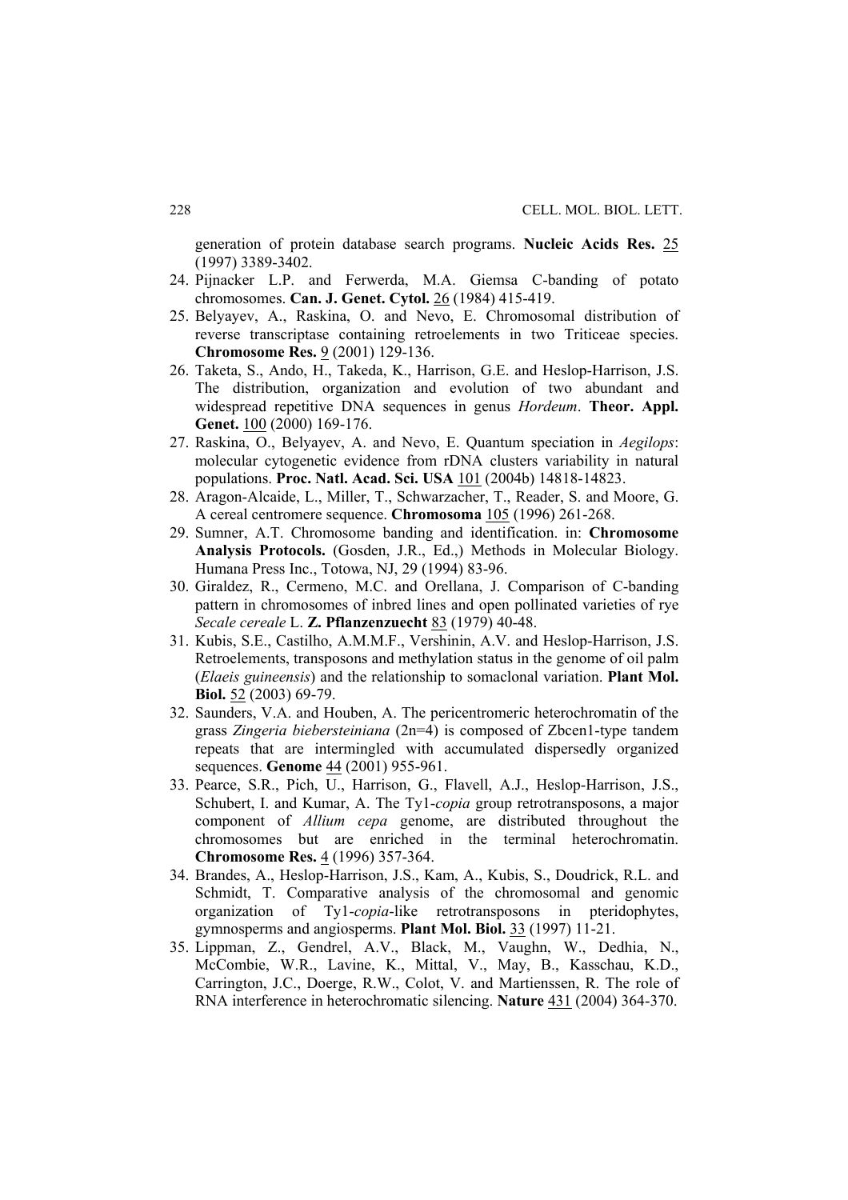generation of protein database search programs. **Nucleic Acids Res.** 25 (1997) 3389-3402.

24. Pijnacker L.P. and Ferwerda, M.A. Giemsa C-banding of potato chromosomes. **Can. J. Genet. Cytol.** 26 (1984) 415-419.
25. Belyayev, A., Raskina, O. and Nevo, E. Chromosomal distribution of reverse transcriptase containing retroelements in two Triticeae species. **Chromosome Res.** 9 (2001) 129-136.
26. Taketa, S., Ando, H., Takeda, K., Harrison, G.E. and Heslop-Harrison, J.S. The distribution, organization and evolution of two abundant and widespread repetitive DNA sequences in genus *Hordeum*. **Theor. Appl. Genet.** 100 (2000) 169-176.
27. Raskina, O., Belyayev, A. and Nevo, E. Quantum speciation in *Aegilops*: molecular cytogenetic evidence from rDNA clusters variability in natural populations. **Proc. Natl. Acad. Sci. USA** 101 (2004b) 14818-14823.
28. Aragon-Alcaide, L., Miller, T., Schwarzacher, T., Reader, S. and Moore, G. A cereal centromere sequence. **Chromosoma** 105 (1996) 261-268.
29. Sumner, A.T. Chromosome banding and identification. in: **Chromosome Analysis Protocols.** (Gosden, J.R., Ed.,) Methods in Molecular Biology. Humana Press Inc., Totowa, NJ, 29 (1994) 83-96.
30. Giraldez, R., Cermeno, M.C. and Orellana, J. Comparison of C-banding pattern in chromosomes of inbred lines and open pollinated varieties of rye *Secale cereale* L. **Z. Pflanzenzuecht** 83 (1979) 40-48.
31. Kubis, S.E., Castilho, A.M.M.F., Vershinin, A.V. and Heslop-Harrison, J.S. Retroelements, transposons and methylation status in the genome of oil palm (*Elaeis guineensis*) and the relationship to somaclonal variation. **Plant Mol. Biol.** 52 (2003) 69-79.
32. Saunders, V.A. and Houben, A. The pericentromeric heterochromatin of the grass *Zingeria biebersteiniana* (2n=4) is composed of Zbcen1-type tandem repeats that are intermingled with accumulated dispersedly organized sequences. **Genome** 44 (2001) 955-961.
33. Pearce, S.R., Pich, U., Harrison, G., Flavell, A.J., Heslop-Harrison, J.S., Schubert, I. and Kumar, A. The Ty1-*copia* group retrotransposons, a major component of *Allium cepa* genome, are distributed throughout the chromosomes but are enriched in the terminal heterochromatin. **Chromosome Res.** 4 (1996) 357-364.
34. Brandes, A., Heslop-Harrison, J.S., Kam, A., Kubis, S., Doudrick, R.L. and Schmidt, T. Comparative analysis of the chromosomal and genomic organization of Ty1-*copia*-like retrotransposons in pteridophytes, gymnosperms and angiosperms. **Plant Mol. Biol.** 33 (1997) 11-21.
35. Lippman, Z., Gendrel, A.V., Black, M., Vaughn, W., Dedhia, N., McCombie, W.R., Lavine, K., Mittal, V., May, B., Kasschau, K.D., Carrington, J.C., Doerge, R.W., Colot, V. and Martienssen, R. The role of RNA interference in heterochromatic silencing. **Nature** 431 (2004) 364-370.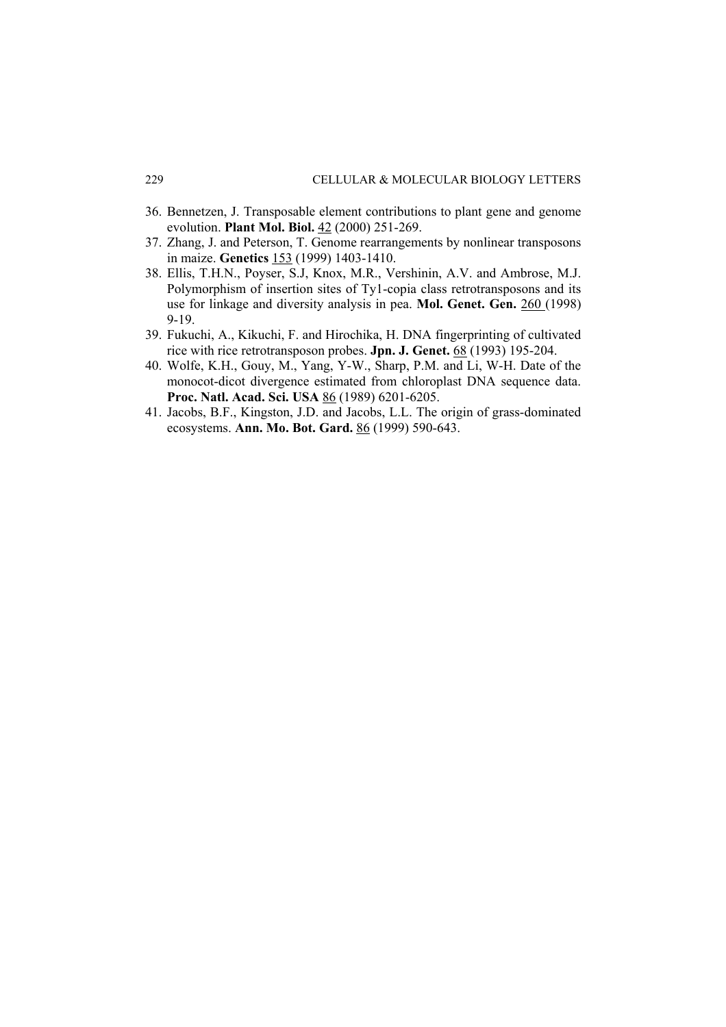36. Bennetzen, J. Transposable element contributions to plant gene and genome evolution. **Plant Mol. Biol.** 42 (2000) 251-269.
37. Zhang, J. and Peterson, T. Genome rearrangements by nonlinear transposons in maize. **Genetics** 153 (1999) 1403-1410.
38. Ellis, T.H.N., Poyser, S.J, Knox, M.R., Vershinin, A.V. and Ambrose, M.J. Polymorphism of insertion sites of Ty1-copia class retrotransposons and its use for linkage and diversity analysis in pea. **Mol. Genet. Gen.** 260 (1998) 9-19.
39. Fukuchi, A., Kikuchi, F. and Hirochika, H. DNA fingerprinting of cultivated rice with rice retrotransposon probes. **Jpn. J. Genet.** 68 (1993) 195-204.
40. Wolfe, K.H., Gouy, M., Yang, Y-W., Sharp, P.M. and Li, W-H. Date of the monocot-dicot divergence estimated from chloroplast DNA sequence data. **Proc. Natl. Acad. Sci. USA** 86 (1989) 6201-6205.
41. Jacobs, B.F., Kingston, J.D. and Jacobs, L.L. The origin of grass-dominated ecosystems. **Ann. Mo. Bot. Gard.** 86 (1999) 590-643.